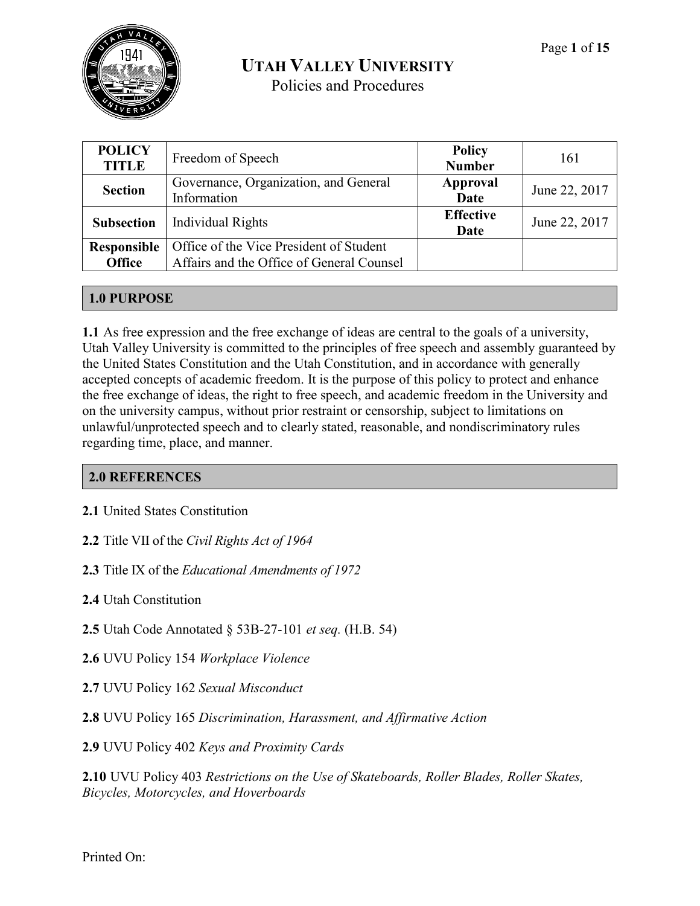# UTAH VALLEY UNIVERSITY
Policies and Procedures

| POLICY TITLE | Freedom of Speech | Policy Number | 161 |
|---|---|---|---|
| Section | Governance, Organization, and General Information | Approval Date | June 22, 2017 |
| Subsection | Individual Rights | Effective Date | June 22, 2017 |
| Responsible Office | Office of the Vice President of Student Affairs and the Office of General Counsel | | |

## 1.0 PURPOSE

**1.1** As free expression and the free exchange of ideas are central to the goals of a university, Utah Valley University is committed to the principles of free speech and assembly guaranteed by the United States Constitution and the Utah Constitution, and in accordance with generally accepted concepts of academic freedom. It is the purpose of this policy to protect and enhance the free exchange of ideas, the right to free speech, and academic freedom in the University and on the university campus, without prior restraint or censorship, subject to limitations on unlawful/unprotected speech and to clearly stated, reasonable, and nondiscriminatory rules regarding time, place, and manner.

## 2.0 REFERENCES

**2.1** United States Constitution

**2.2** Title VII of the *Civil Rights Act of 1964*

**2.3** Title IX of the *Educational Amendments of 1972*

**2.4** Utah Constitution

**2.5** Utah Code Annotated § 53B-27-101 *et seq.* (H.B. 54)

**2.6** UVU Policy 154 *Workplace Violence*

**2.7** UVU Policy 162 *Sexual Misconduct*

**2.8** UVU Policy 165 *Discrimination, Harassment, and Affirmative Action*

**2.9** UVU Policy 402 *Keys and Proximity Cards*

**2.10** UVU Policy 403 *Restrictions on the Use of Skateboards, Roller Blades, Roller Skates, Bicycles, Motorcycles, and Hoverboards*

Printed On: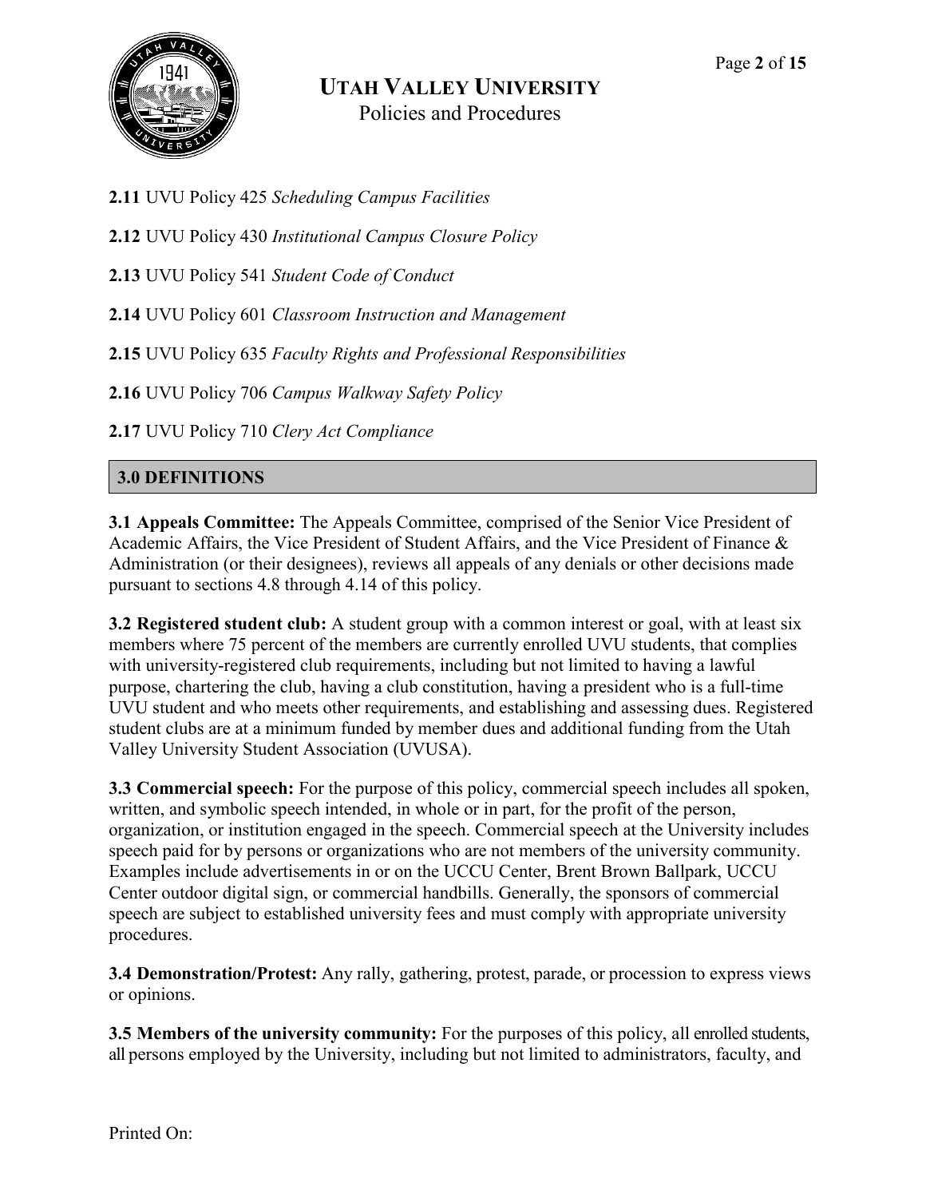**2.11** UVU Policy 425 *Scheduling Campus Facilities*

**2.12** UVU Policy 430 *Institutional Campus Closure Policy*

**2.13** UVU Policy 541 *Student Code of Conduct*

**2.14** UVU Policy 601 *Classroom Instruction and Management*

**2.15** UVU Policy 635 *Faculty Rights and Professional Responsibilities*

**2.16** UVU Policy 706 *Campus Walkway Safety Policy*

**2.17** UVU Policy 710 *Clery Act Compliance*

## 3.0 DEFINITIONS

**3.1 Appeals Committee:** The Appeals Committee, comprised of the Senior Vice President of Academic Affairs, the Vice President of Student Affairs, and the Vice President of Finance & Administration (or their designees), reviews all appeals of any denials or other decisions made pursuant to sections 4.8 through 4.14 of this policy.

**3.2 Registered student club:** A student group with a common interest or goal, with at least six members where 75 percent of the members are currently enrolled UVU students, that complies with university-registered club requirements, including but not limited to having a lawful purpose, chartering the club, having a club constitution, having a president who is a full-time UVU student and who meets other requirements, and establishing and assessing dues. Registered student clubs are at a minimum funded by member dues and additional funding from the Utah Valley University Student Association (UVUSA).

**3.3 Commercial speech:** For the purpose of this policy, commercial speech includes all spoken, written, and symbolic speech intended, in whole or in part, for the profit of the person, organization, or institution engaged in the speech. Commercial speech at the University includes speech paid for by persons or organizations who are not members of the university community. Examples include advertisements in or on the UCCU Center, Brent Brown Ballpark, UCCU Center outdoor digital sign, or commercial handbills. Generally, the sponsors of commercial speech are subject to established university fees and must comply with appropriate university procedures.

**3.4 Demonstration/Protest:** Any rally, gathering, protest, parade, or procession to express views or opinions.

**3.5 Members of the university community:** For the purposes of this policy, all enrolled students, all persons employed by the University, including but not limited to administrators, faculty, and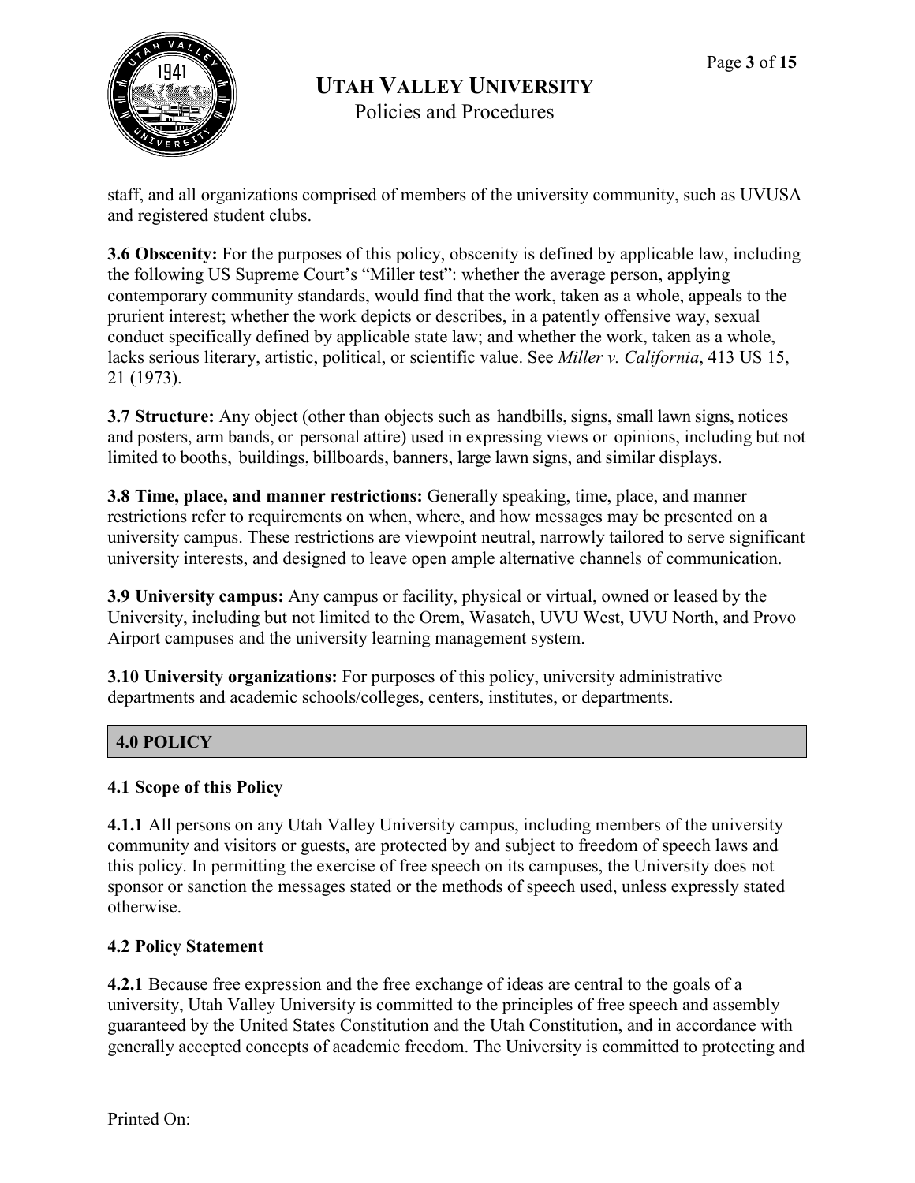staff, and all organizations comprised of members of the university community, such as UVUSA and registered student clubs.

**3.6 Obscenity:** For the purposes of this policy, obscenity is defined by applicable law, including the following US Supreme Court's "Miller test": whether the average person, applying contemporary community standards, would find that the work, taken as a whole, appeals to the prurient interest; whether the work depicts or describes, in a patently offensive way, sexual conduct specifically defined by applicable state law; and whether the work, taken as a whole, lacks serious literary, artistic, political, or scientific value. See *Miller v. California*, 413 US 15, 21 (1973).

**3.7 Structure:** Any object (other than objects such as handbills, signs, small lawn signs, notices and posters, arm bands, or personal attire) used in expressing views or opinions, including but not limited to booths, buildings, billboards, banners, large lawn signs, and similar displays.

**3.8 Time, place, and manner restrictions:** Generally speaking, time, place, and manner restrictions refer to requirements on when, where, and how messages may be presented on a university campus. These restrictions are viewpoint neutral, narrowly tailored to serve significant university interests, and designed to leave open ample alternative channels of communication.

**3.9 University campus:** Any campus or facility, physical or virtual, owned or leased by the University, including but not limited to the Orem, Wasatch, UVU West, UVU North, and Provo Airport campuses and the university learning management system.

**3.10 University organizations:** For purposes of this policy, university administrative departments and academic schools/colleges, centers, institutes, or departments.

## 4.0 POLICY

### 4.1 Scope of this Policy

**4.1.1** All persons on any Utah Valley University campus, including members of the university community and visitors or guests, are protected by and subject to freedom of speech laws and this policy. In permitting the exercise of free speech on its campuses, the University does not sponsor or sanction the messages stated or the methods of speech used, unless expressly stated otherwise.

### 4.2 Policy Statement

**4.2.1** Because free expression and the free exchange of ideas are central to the goals of a university, Utah Valley University is committed to the principles of free speech and assembly guaranteed by the United States Constitution and the Utah Constitution, and in accordance with generally accepted concepts of academic freedom. The University is committed to protecting and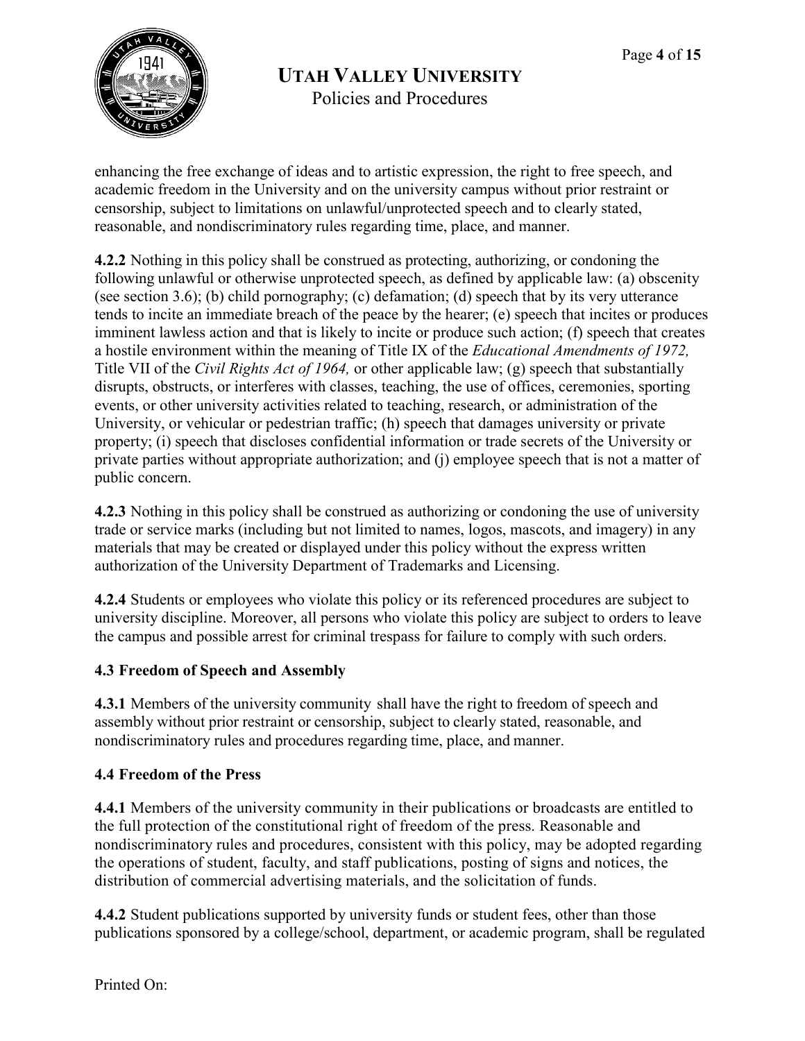enhancing the free exchange of ideas and to artistic expression, the right to free speech, and academic freedom in the University and on the university campus without prior restraint or censorship, subject to limitations on unlawful/unprotected speech and to clearly stated, reasonable, and nondiscriminatory rules regarding time, place, and manner.

**4.2.2** Nothing in this policy shall be construed as protecting, authorizing, or condoning the following unlawful or otherwise unprotected speech, as defined by applicable law: (a) obscenity (see section 3.6); (b) child pornography; (c) defamation; (d) speech that by its very utterance tends to incite an immediate breach of the peace by the hearer; (e) speech that incites or produces imminent lawless action and that is likely to incite or produce such action; (f) speech that creates a hostile environment within the meaning of Title IX of the *Educational Amendments of 1972,* Title VII of the *Civil Rights Act of 1964,* or other applicable law; (g) speech that substantially disrupts, obstructs, or interferes with classes, teaching, the use of offices, ceremonies, sporting events, or other university activities related to teaching, research, or administration of the University, or vehicular or pedestrian traffic; (h) speech that damages university or private property; (i) speech that discloses confidential information or trade secrets of the University or private parties without appropriate authorization; and (j) employee speech that is not a matter of public concern.

**4.2.3** Nothing in this policy shall be construed as authorizing or condoning the use of university trade or service marks (including but not limited to names, logos, mascots, and imagery) in any materials that may be created or displayed under this policy without the express written authorization of the University Department of Trademarks and Licensing.

**4.2.4** Students or employees who violate this policy or its referenced procedures are subject to university discipline. Moreover, all persons who violate this policy are subject to orders to leave the campus and possible arrest for criminal trespass for failure to comply with such orders.

### 4.3 Freedom of Speech and Assembly

**4.3.1** Members of the university community shall have the right to freedom of speech and assembly without prior restraint or censorship, subject to clearly stated, reasonable, and nondiscriminatory rules and procedures regarding time, place, and manner.

### 4.4 Freedom of the Press

**4.4.1** Members of the university community in their publications or broadcasts are entitled to the full protection of the constitutional right of freedom of the press. Reasonable and nondiscriminatory rules and procedures, consistent with this policy, may be adopted regarding the operations of student, faculty, and staff publications, posting of signs and notices, the distribution of commercial advertising materials, and the solicitation of funds.

**4.4.2** Student publications supported by university funds or student fees, other than those publications sponsored by a college/school, department, or academic program, shall be regulated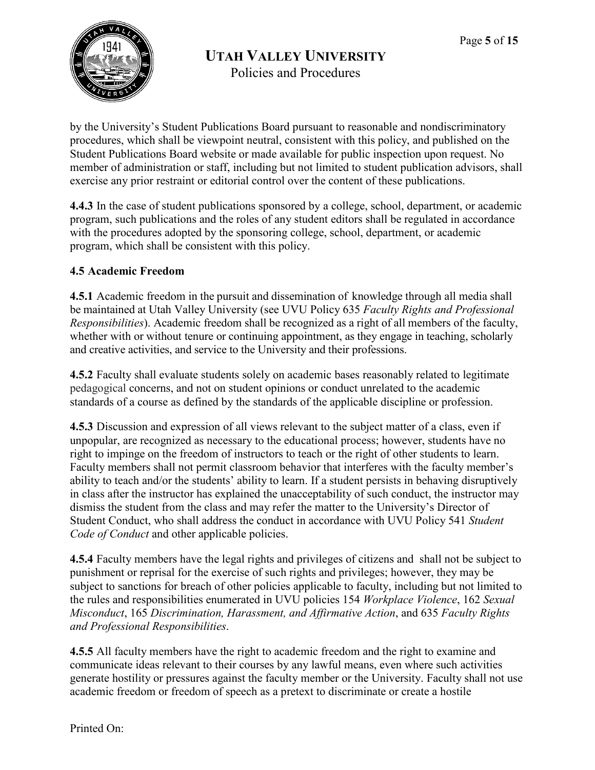by the University's Student Publications Board pursuant to reasonable and nondiscriminatory procedures, which shall be viewpoint neutral, consistent with this policy, and published on the Student Publications Board website or made available for public inspection upon request. No member of administration or staff, including but not limited to student publication advisors, shall exercise any prior restraint or editorial control over the content of these publications.

**4.4.3** In the case of student publications sponsored by a college, school, department, or academic program, such publications and the roles of any student editors shall be regulated in accordance with the procedures adopted by the sponsoring college, school, department, or academic program, which shall be consistent with this policy.

**4.5 Academic Freedom**

**4.5.1** Academic freedom in the pursuit and dissemination of knowledge through all media shall be maintained at Utah Valley University (see UVU Policy 635 *Faculty Rights and Professional Responsibilities*). Academic freedom shall be recognized as a right of all members of the faculty, whether with or without tenure or continuing appointment, as they engage in teaching, scholarly and creative activities, and service to the University and their professions.

**4.5.2** Faculty shall evaluate students solely on academic bases reasonably related to legitimate pedagogical concerns, and not on student opinions or conduct unrelated to the academic standards of a course as defined by the standards of the applicable discipline or profession.

**4.5.3** Discussion and expression of all views relevant to the subject matter of a class, even if unpopular, are recognized as necessary to the educational process; however, students have no right to impinge on the freedom of instructors to teach or the right of other students to learn. Faculty members shall not permit classroom behavior that interferes with the faculty member's ability to teach and/or the students' ability to learn. If a student persists in behaving disruptively in class after the instructor has explained the unacceptability of such conduct, the instructor may dismiss the student from the class and may refer the matter to the University's Director of Student Conduct, who shall address the conduct in accordance with UVU Policy 541 *Student Code of Conduct* and other applicable policies.

**4.5.4** Faculty members have the legal rights and privileges of citizens and shall not be subject to punishment or reprisal for the exercise of such rights and privileges; however, they may be subject to sanctions for breach of other policies applicable to faculty, including but not limited to the rules and responsibilities enumerated in UVU policies 154 *Workplace Violence*, 162 *Sexual Misconduct*, 165 *Discrimination, Harassment, and Affirmative Action*, and 635 *Faculty Rights and Professional Responsibilities*.

**4.5.5** All faculty members have the right to academic freedom and the right to examine and communicate ideas relevant to their courses by any lawful means, even where such activities generate hostility or pressures against the faculty member or the University. Faculty shall not use academic freedom or freedom of speech as a pretext to discriminate or create a hostile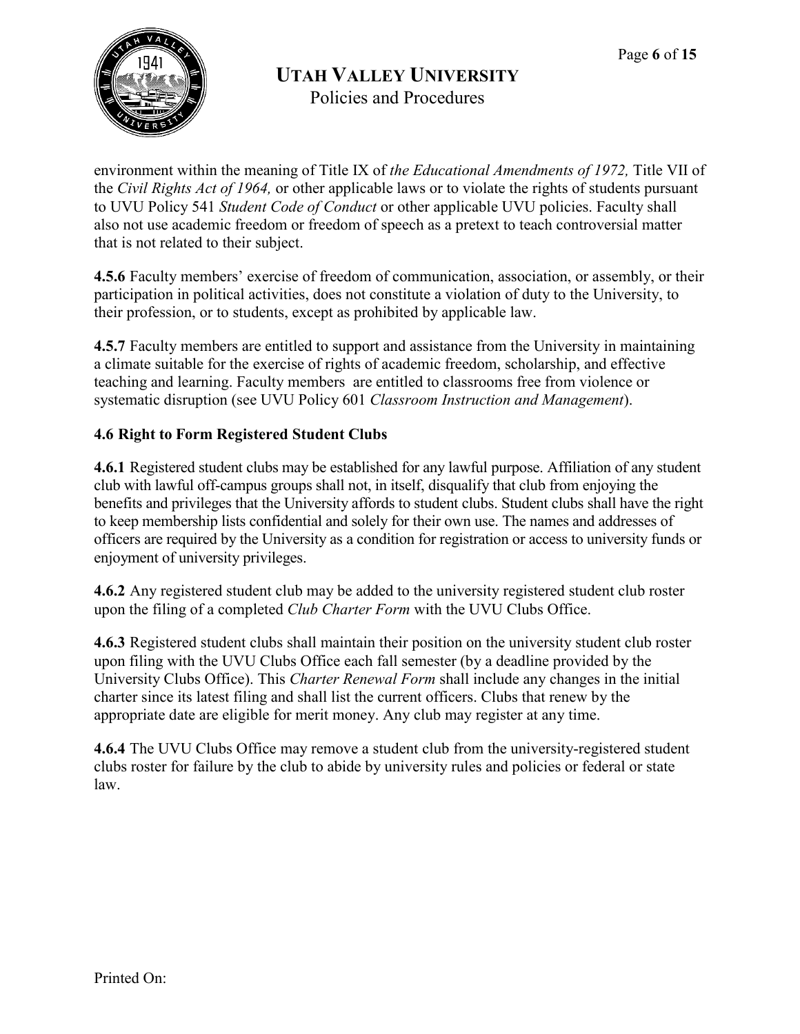environment within the meaning of Title IX of *the Educational Amendments of 1972,* Title VII of the *Civil Rights Act of 1964,* or other applicable laws or to violate the rights of students pursuant to UVU Policy 541 *Student Code of Conduct* or other applicable UVU policies. Faculty shall also not use academic freedom or freedom of speech as a pretext to teach controversial matter that is not related to their subject.

**4.5.6** Faculty members' exercise of freedom of communication, association, or assembly, or their participation in political activities, does not constitute a violation of duty to the University, to their profession, or to students, except as prohibited by applicable law.

**4.5.7** Faculty members are entitled to support and assistance from the University in maintaining a climate suitable for the exercise of rights of academic freedom, scholarship, and effective teaching and learning. Faculty members are entitled to classrooms free from violence or systematic disruption (see UVU Policy 601 *Classroom Instruction and Management*).

**4.6 Right to Form Registered Student Clubs**

**4.6.1** Registered student clubs may be established for any lawful purpose. Affiliation of any student club with lawful off-campus groups shall not, in itself, disqualify that club from enjoying the benefits and privileges that the University affords to student clubs. Student clubs shall have the right to keep membership lists confidential and solely for their own use. The names and addresses of officers are required by the University as a condition for registration or access to university funds or enjoyment of university privileges.

**4.6.2** Any registered student club may be added to the university registered student club roster upon the filing of a completed *Club Charter Form* with the UVU Clubs Office.

**4.6.3** Registered student clubs shall maintain their position on the university student club roster upon filing with the UVU Clubs Office each fall semester (by a deadline provided by the University Clubs Office). This *Charter Renewal Form* shall include any changes in the initial charter since its latest filing and shall list the current officers. Clubs that renew by the appropriate date are eligible for merit money. Any club may register at any time.

**4.6.4** The UVU Clubs Office may remove a student club from the university-registered student clubs roster for failure by the club to abide by university rules and policies or federal or state law.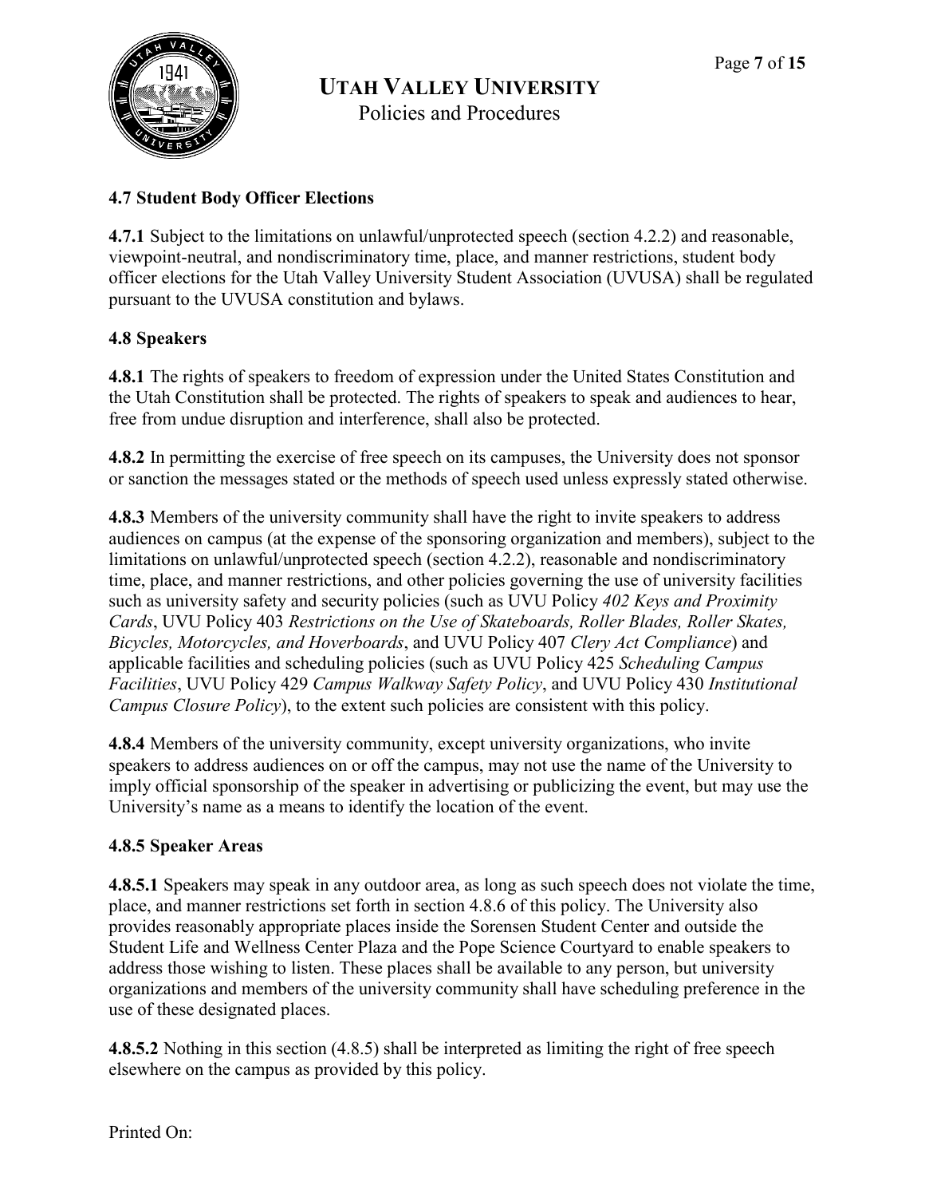### 4.7 Student Body Officer Elections

**4.7.1** Subject to the limitations on unlawful/unprotected speech (section 4.2.2) and reasonable, viewpoint-neutral, and nondiscriminatory time, place, and manner restrictions, student body officer elections for the Utah Valley University Student Association (UVUSA) shall be regulated pursuant to the UVUSA constitution and bylaws.

### 4.8 Speakers

**4.8.1** The rights of speakers to freedom of expression under the United States Constitution and the Utah Constitution shall be protected. The rights of speakers to speak and audiences to hear, free from undue disruption and interference, shall also be protected.

**4.8.2** In permitting the exercise of free speech on its campuses, the University does not sponsor or sanction the messages stated or the methods of speech used unless expressly stated otherwise.

**4.8.3** Members of the university community shall have the right to invite speakers to address audiences on campus (at the expense of the sponsoring organization and members), subject to the limitations on unlawful/unprotected speech (section 4.2.2), reasonable and nondiscriminatory time, place, and manner restrictions, and other policies governing the use of university facilities such as university safety and security policies (such as UVU Policy *402 Keys and Proximity Cards*, UVU Policy 403 *Restrictions on the Use of Skateboards, Roller Blades, Roller Skates, Bicycles, Motorcycles, and Hoverboards*, and UVU Policy 407 *Clery Act Compliance*) and applicable facilities and scheduling policies (such as UVU Policy 425 *Scheduling Campus Facilities*, UVU Policy 429 *Campus Walkway Safety Policy*, and UVU Policy 430 *Institutional Campus Closure Policy*), to the extent such policies are consistent with this policy.

**4.8.4** Members of the university community, except university organizations, who invite speakers to address audiences on or off the campus, may not use the name of the University to imply official sponsorship of the speaker in advertising or publicizing the event, but may use the University's name as a means to identify the location of the event.

#### 4.8.5 Speaker Areas

**4.8.5.1** Speakers may speak in any outdoor area, as long as such speech does not violate the time, place, and manner restrictions set forth in section 4.8.6 of this policy. The University also provides reasonably appropriate places inside the Sorensen Student Center and outside the Student Life and Wellness Center Plaza and the Pope Science Courtyard to enable speakers to address those wishing to listen. These places shall be available to any person, but university organizations and members of the university community shall have scheduling preference in the use of these designated places.

**4.8.5.2** Nothing in this section (4.8.5) shall be interpreted as limiting the right of free speech elsewhere on the campus as provided by this policy.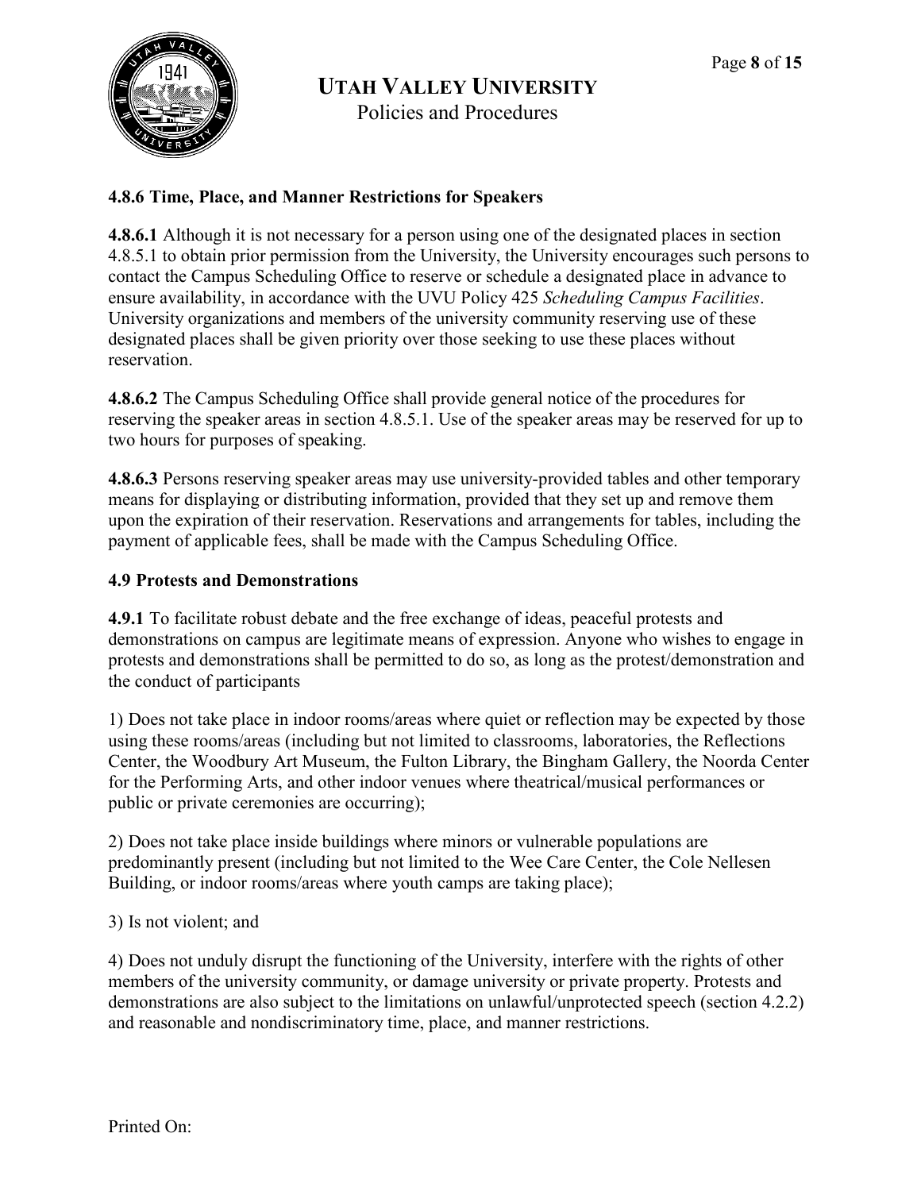### 4.8.6 Time, Place, and Manner Restrictions for Speakers

**4.8.6.1** Although it is not necessary for a person using one of the designated places in section 4.8.5.1 to obtain prior permission from the University, the University encourages such persons to contact the Campus Scheduling Office to reserve or schedule a designated place in advance to ensure availability, in accordance with the UVU Policy 425 *Scheduling Campus Facilities*. University organizations and members of the university community reserving use of these designated places shall be given priority over those seeking to use these places without reservation.

**4.8.6.2** The Campus Scheduling Office shall provide general notice of the procedures for reserving the speaker areas in section 4.8.5.1. Use of the speaker areas may be reserved for up to two hours for purposes of speaking.

**4.8.6.3** Persons reserving speaker areas may use university-provided tables and other temporary means for displaying or distributing information, provided that they set up and remove them upon the expiration of their reservation. Reservations and arrangements for tables, including the payment of applicable fees, shall be made with the Campus Scheduling Office.

### 4.9 Protests and Demonstrations

**4.9.1** To facilitate robust debate and the free exchange of ideas, peaceful protests and demonstrations on campus are legitimate means of expression. Anyone who wishes to engage in protests and demonstrations shall be permitted to do so, as long as the protest/demonstration and the conduct of participants

1) Does not take place in indoor rooms/areas where quiet or reflection may be expected by those using these rooms/areas (including but not limited to classrooms, laboratories, the Reflections Center, the Woodbury Art Museum, the Fulton Library, the Bingham Gallery, the Noorda Center for the Performing Arts, and other indoor venues where theatrical/musical performances or public or private ceremonies are occurring);

2) Does not take place inside buildings where minors or vulnerable populations are predominantly present (including but not limited to the Wee Care Center, the Cole Nellesen Building, or indoor rooms/areas where youth camps are taking place);

3) Is not violent; and

4) Does not unduly disrupt the functioning of the University, interfere with the rights of other members of the university community, or damage university or private property. Protests and demonstrations are also subject to the limitations on unlawful/unprotected speech (section 4.2.2) and reasonable and nondiscriminatory time, place, and manner restrictions.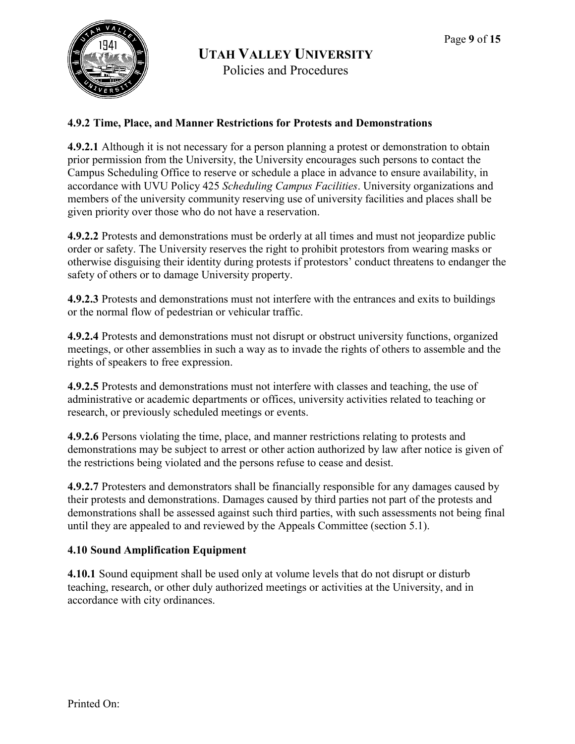### 4.9.2 Time, Place, and Manner Restrictions for Protests and Demonstrations

**4.9.2.1** Although it is not necessary for a person planning a protest or demonstration to obtain prior permission from the University, the University encourages such persons to contact the Campus Scheduling Office to reserve or schedule a place in advance to ensure availability, in accordance with UVU Policy 425 *Scheduling Campus Facilities*. University organizations and members of the university community reserving use of university facilities and places shall be given priority over those who do not have a reservation.

**4.9.2.2** Protests and demonstrations must be orderly at all times and must not jeopardize public order or safety. The University reserves the right to prohibit protestors from wearing masks or otherwise disguising their identity during protests if protestors' conduct threatens to endanger the safety of others or to damage University property.

**4.9.2.3** Protests and demonstrations must not interfere with the entrances and exits to buildings or the normal flow of pedestrian or vehicular traffic.

**4.9.2.4** Protests and demonstrations must not disrupt or obstruct university functions, organized meetings, or other assemblies in such a way as to invade the rights of others to assemble and the rights of speakers to free expression.

**4.9.2.5** Protests and demonstrations must not interfere with classes and teaching, the use of administrative or academic departments or offices, university activities related to teaching or research, or previously scheduled meetings or events.

**4.9.2.6** Persons violating the time, place, and manner restrictions relating to protests and demonstrations may be subject to arrest or other action authorized by law after notice is given of the restrictions being violated and the persons refuse to cease and desist.

**4.9.2.7** Protesters and demonstrators shall be financially responsible for any damages caused by their protests and demonstrations. Damages caused by third parties not part of the protests and demonstrations shall be assessed against such third parties, with such assessments not being final until they are appealed to and reviewed by the Appeals Committee (section 5.1).

### 4.10 Sound Amplification Equipment

**4.10.1** Sound equipment shall be used only at volume levels that do not disrupt or disturb teaching, research, or other duly authorized meetings or activities at the University, and in accordance with city ordinances.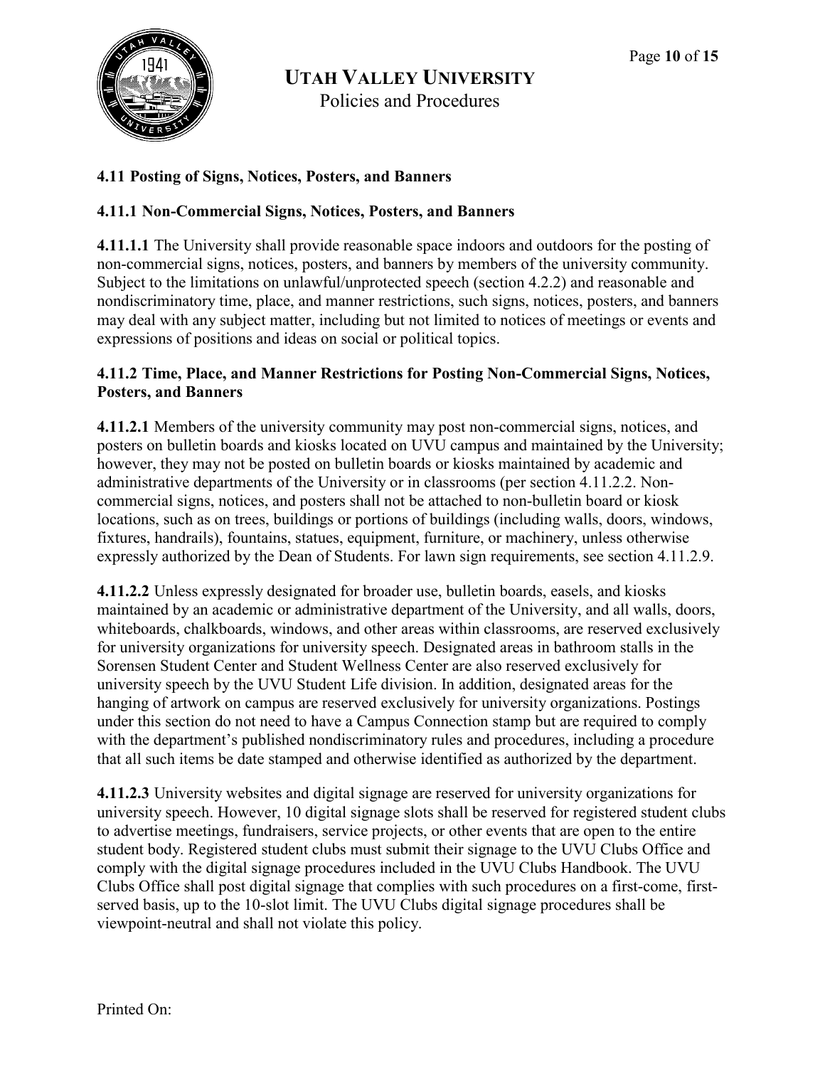### 4.11 Posting of Signs, Notices, Posters, and Banners

#### 4.11.1 Non-Commercial Signs, Notices, Posters, and Banners

**4.11.1.1** The University shall provide reasonable space indoors and outdoors for the posting of non-commercial signs, notices, posters, and banners by members of the university community. Subject to the limitations on unlawful/unprotected speech (section 4.2.2) and reasonable and nondiscriminatory time, place, and manner restrictions, such signs, notices, posters, and banners may deal with any subject matter, including but not limited to notices of meetings or events and expressions of positions and ideas on social or political topics.

#### 4.11.2 Time, Place, and Manner Restrictions for Posting Non-Commercial Signs, Notices, Posters, and Banners

**4.11.2.1** Members of the university community may post non-commercial signs, notices, and posters on bulletin boards and kiosks located on UVU campus and maintained by the University; however, they may not be posted on bulletin boards or kiosks maintained by academic and administrative departments of the University or in classrooms (per section 4.11.2.2. Non-commercial signs, notices, and posters shall not be attached to non-bulletin board or kiosk locations, such as on trees, buildings or portions of buildings (including walls, doors, windows, fixtures, handrails), fountains, statues, equipment, furniture, or machinery, unless otherwise expressly authorized by the Dean of Students. For lawn sign requirements, see section 4.11.2.9.

**4.11.2.2** Unless expressly designated for broader use, bulletin boards, easels, and kiosks maintained by an academic or administrative department of the University, and all walls, doors, whiteboards, chalkboards, windows, and other areas within classrooms, are reserved exclusively for university organizations for university speech. Designated areas in bathroom stalls in the Sorensen Student Center and Student Wellness Center are also reserved exclusively for university speech by the UVU Student Life division. In addition, designated areas for the hanging of artwork on campus are reserved exclusively for university organizations. Postings under this section do not need to have a Campus Connection stamp but are required to comply with the department's published nondiscriminatory rules and procedures, including a procedure that all such items be date stamped and otherwise identified as authorized by the department.

**4.11.2.3** University websites and digital signage are reserved for university organizations for university speech. However, 10 digital signage slots shall be reserved for registered student clubs to advertise meetings, fundraisers, service projects, or other events that are open to the entire student body. Registered student clubs must submit their signage to the UVU Clubs Office and comply with the digital signage procedures included in the UVU Clubs Handbook. The UVU Clubs Office shall post digital signage that complies with such procedures on a first-come, first-served basis, up to the 10-slot limit. The UVU Clubs digital signage procedures shall be viewpoint-neutral and shall not violate this policy.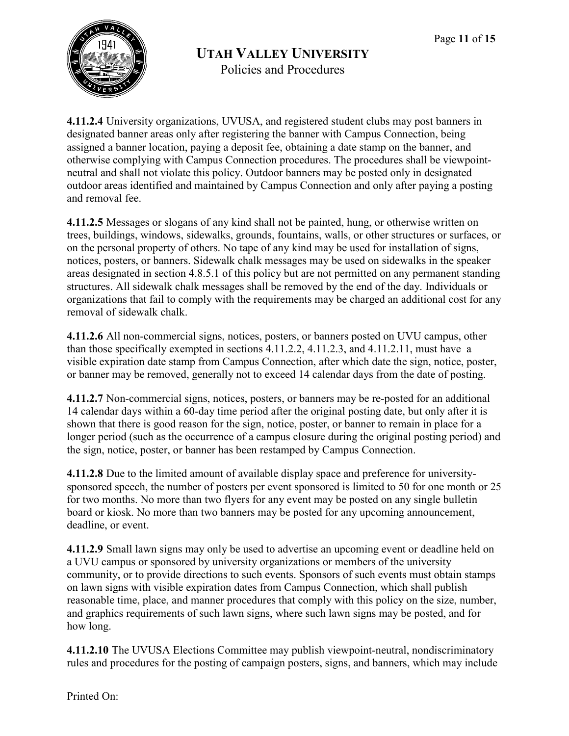**4.11.2.4** University organizations, UVUSA, and registered student clubs may post banners in designated banner areas only after registering the banner with Campus Connection, being assigned a banner location, paying a deposit fee, obtaining a date stamp on the banner, and otherwise complying with Campus Connection procedures. The procedures shall be viewpoint-neutral and shall not violate this policy. Outdoor banners may be posted only in designated outdoor areas identified and maintained by Campus Connection and only after paying a posting and removal fee.

**4.11.2.5** Messages or slogans of any kind shall not be painted, hung, or otherwise written on trees, buildings, windows, sidewalks, grounds, fountains, walls, or other structures or surfaces, or on the personal property of others. No tape of any kind may be used for installation of signs, notices, posters, or banners. Sidewalk chalk messages may be used on sidewalks in the speaker areas designated in section 4.8.5.1 of this policy but are not permitted on any permanent standing structures. All sidewalk chalk messages shall be removed by the end of the day. Individuals or organizations that fail to comply with the requirements may be charged an additional cost for any removal of sidewalk chalk.

**4.11.2.6** All non-commercial signs, notices, posters, or banners posted on UVU campus, other than those specifically exempted in sections 4.11.2.2, 4.11.2.3, and 4.11.2.11, must have a visible expiration date stamp from Campus Connection, after which date the sign, notice, poster, or banner may be removed, generally not to exceed 14 calendar days from the date of posting.

**4.11.2.7** Non-commercial signs, notices, posters, or banners may be re-posted for an additional 14 calendar days within a 60-day time period after the original posting date, but only after it is shown that there is good reason for the sign, notice, poster, or banner to remain in place for a longer period (such as the occurrence of a campus closure during the original posting period) and the sign, notice, poster, or banner has been restamped by Campus Connection.

**4.11.2.8** Due to the limited amount of available display space and preference for university-sponsored speech, the number of posters per event sponsored is limited to 50 for one month or 25 for two months. No more than two flyers for any event may be posted on any single bulletin board or kiosk. No more than two banners may be posted for any upcoming announcement, deadline, or event.

**4.11.2.9** Small lawn signs may only be used to advertise an upcoming event or deadline held on a UVU campus or sponsored by university organizations or members of the university community, or to provide directions to such events. Sponsors of such events must obtain stamps on lawn signs with visible expiration dates from Campus Connection, which shall publish reasonable time, place, and manner procedures that comply with this policy on the size, number, and graphics requirements of such lawn signs, where such lawn signs may be posted, and for how long.

**4.11.2.10** The UVUSA Elections Committee may publish viewpoint-neutral, nondiscriminatory rules and procedures for the posting of campaign posters, signs, and banners, which may include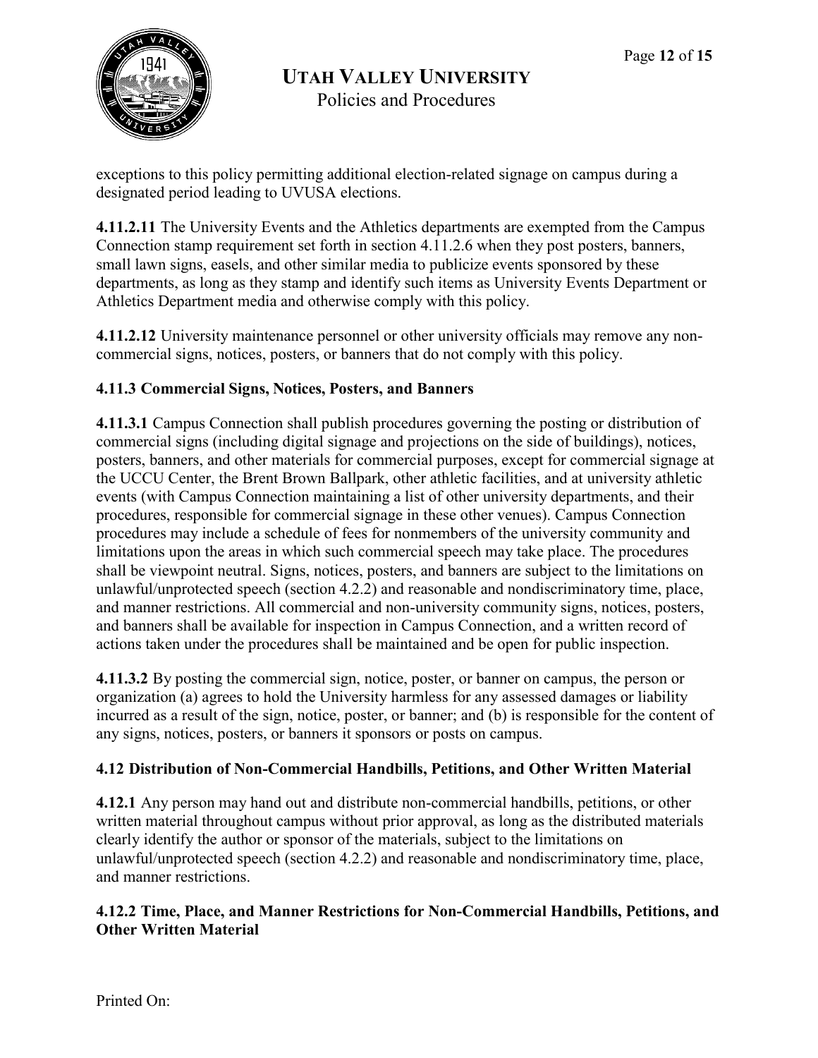exceptions to this policy permitting additional election-related signage on campus during a designated period leading to UVUSA elections.

**4.11.2.11** The University Events and the Athletics departments are exempted from the Campus Connection stamp requirement set forth in section 4.11.2.6 when they post posters, banners, small lawn signs, easels, and other similar media to publicize events sponsored by these departments, as long as they stamp and identify such items as University Events Department or Athletics Department media and otherwise comply with this policy.

**4.11.2.12** University maintenance personnel or other university officials may remove any non-commercial signs, notices, posters, or banners that do not comply with this policy.

**4.11.3 Commercial Signs, Notices, Posters, and Banners**

**4.11.3.1** Campus Connection shall publish procedures governing the posting or distribution of commercial signs (including digital signage and projections on the side of buildings), notices, posters, banners, and other materials for commercial purposes, except for commercial signage at the UCCU Center, the Brent Brown Ballpark, other athletic facilities, and at university athletic events (with Campus Connection maintaining a list of other university departments, and their procedures, responsible for commercial signage in these other venues). Campus Connection procedures may include a schedule of fees for nonmembers of the university community and limitations upon the areas in which such commercial speech may take place. The procedures shall be viewpoint neutral. Signs, notices, posters, and banners are subject to the limitations on unlawful/unprotected speech (section 4.2.2) and reasonable and nondiscriminatory time, place, and manner restrictions. All commercial and non-university community signs, notices, posters, and banners shall be available for inspection in Campus Connection, and a written record of actions taken under the procedures shall be maintained and be open for public inspection.

**4.11.3.2** By posting the commercial sign, notice, poster, or banner on campus, the person or organization (a) agrees to hold the University harmless for any assessed damages or liability incurred as a result of the sign, notice, poster, or banner; and (b) is responsible for the content of any signs, notices, posters, or banners it sponsors or posts on campus.

**4.12 Distribution of Non-Commercial Handbills, Petitions, and Other Written Material**

**4.12.1** Any person may hand out and distribute non-commercial handbills, petitions, or other written material throughout campus without prior approval, as long as the distributed materials clearly identify the author or sponsor of the materials, subject to the limitations on unlawful/unprotected speech (section 4.2.2) and reasonable and nondiscriminatory time, place, and manner restrictions.

**4.12.2 Time, Place, and Manner Restrictions for Non-Commercial Handbills, Petitions, and Other Written Material**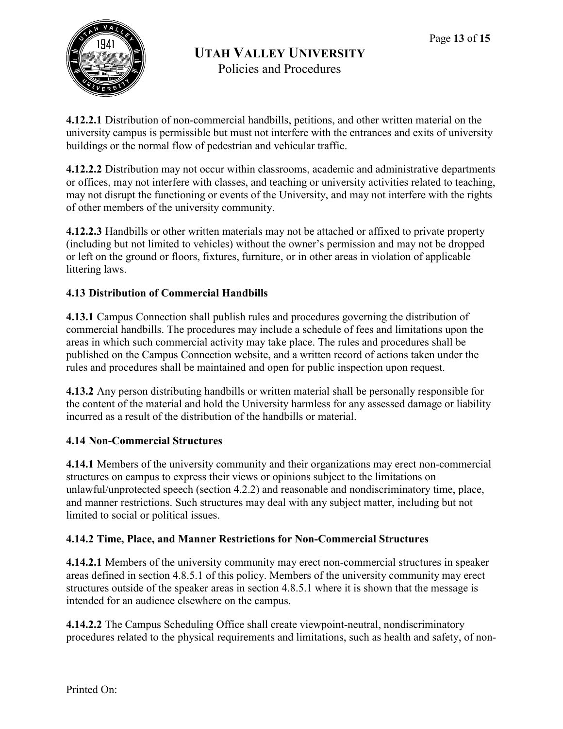**4.12.2.1** Distribution of non-commercial handbills, petitions, and other written material on the university campus is permissible but must not interfere with the entrances and exits of university buildings or the normal flow of pedestrian and vehicular traffic.

**4.12.2.2** Distribution may not occur within classrooms, academic and administrative departments or offices, may not interfere with classes, and teaching or university activities related to teaching, may not disrupt the functioning or events of the University, and may not interfere with the rights of other members of the university community.

**4.12.2.3** Handbills or other written materials may not be attached or affixed to private property (including but not limited to vehicles) without the owner's permission and may not be dropped or left on the ground or floors, fixtures, furniture, or in other areas in violation of applicable littering laws.

### 4.13 Distribution of Commercial Handbills

**4.13.1** Campus Connection shall publish rules and procedures governing the distribution of commercial handbills. The procedures may include a schedule of fees and limitations upon the areas in which such commercial activity may take place. The rules and procedures shall be published on the Campus Connection website, and a written record of actions taken under the rules and procedures shall be maintained and open for public inspection upon request.

**4.13.2** Any person distributing handbills or written material shall be personally responsible for the content of the material and hold the University harmless for any assessed damage or liability incurred as a result of the distribution of the handbills or material.

### 4.14 Non-Commercial Structures

**4.14.1** Members of the university community and their organizations may erect non-commercial structures on campus to express their views or opinions subject to the limitations on unlawful/unprotected speech (section 4.2.2) and reasonable and nondiscriminatory time, place, and manner restrictions. Such structures may deal with any subject matter, including but not limited to social or political issues.

### 4.14.2 Time, Place, and Manner Restrictions for Non-Commercial Structures

**4.14.2.1** Members of the university community may erect non-commercial structures in speaker areas defined in section 4.8.5.1 of this policy. Members of the university community may erect structures outside of the speaker areas in section 4.8.5.1 where it is shown that the message is intended for an audience elsewhere on the campus.

**4.14.2.2** The Campus Scheduling Office shall create viewpoint-neutral, nondiscriminatory procedures related to the physical requirements and limitations, such as health and safety, of non-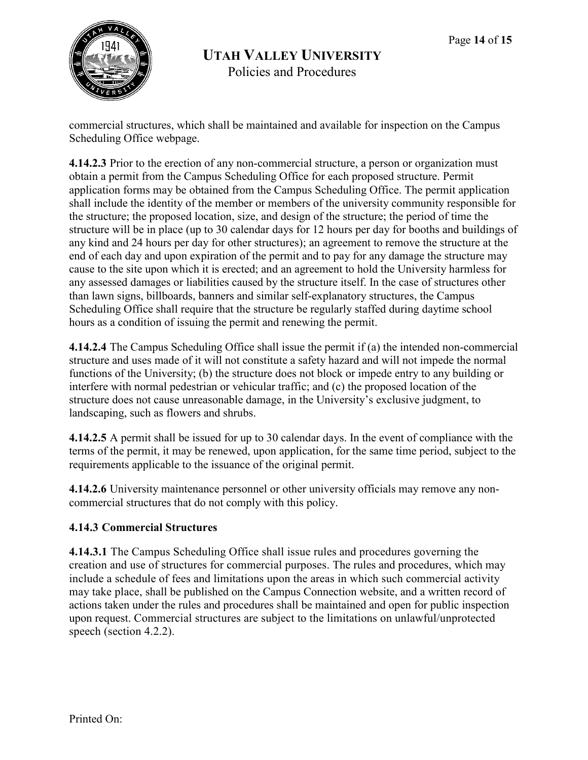commercial structures, which shall be maintained and available for inspection on the Campus Scheduling Office webpage.

**4.14.2.3** Prior to the erection of any non-commercial structure, a person or organization must obtain a permit from the Campus Scheduling Office for each proposed structure. Permit application forms may be obtained from the Campus Scheduling Office. The permit application shall include the identity of the member or members of the university community responsible for the structure; the proposed location, size, and design of the structure; the period of time the structure will be in place (up to 30 calendar days for 12 hours per day for booths and buildings of any kind and 24 hours per day for other structures); an agreement to remove the structure at the end of each day and upon expiration of the permit and to pay for any damage the structure may cause to the site upon which it is erected; and an agreement to hold the University harmless for any assessed damages or liabilities caused by the structure itself. In the case of structures other than lawn signs, billboards, banners and similar self-explanatory structures, the Campus Scheduling Office shall require that the structure be regularly staffed during daytime school hours as a condition of issuing the permit and renewing the permit.

**4.14.2.4** The Campus Scheduling Office shall issue the permit if (a) the intended non-commercial structure and uses made of it will not constitute a safety hazard and will not impede the normal functions of the University; (b) the structure does not block or impede entry to any building or interfere with normal pedestrian or vehicular traffic; and (c) the proposed location of the structure does not cause unreasonable damage, in the University's exclusive judgment, to landscaping, such as flowers and shrubs.

**4.14.2.5** A permit shall be issued for up to 30 calendar days. In the event of compliance with the terms of the permit, it may be renewed, upon application, for the same time period, subject to the requirements applicable to the issuance of the original permit.

**4.14.2.6** University maintenance personnel or other university officials may remove any non-commercial structures that do not comply with this policy.

### 4.14.3 Commercial Structures

**4.14.3.1** The Campus Scheduling Office shall issue rules and procedures governing the creation and use of structures for commercial purposes. The rules and procedures, which may include a schedule of fees and limitations upon the areas in which such commercial activity may take place, shall be published on the Campus Connection website, and a written record of actions taken under the rules and procedures shall be maintained and open for public inspection upon request. Commercial structures are subject to the limitations on unlawful/unprotected speech (section 4.2.2).

Printed On: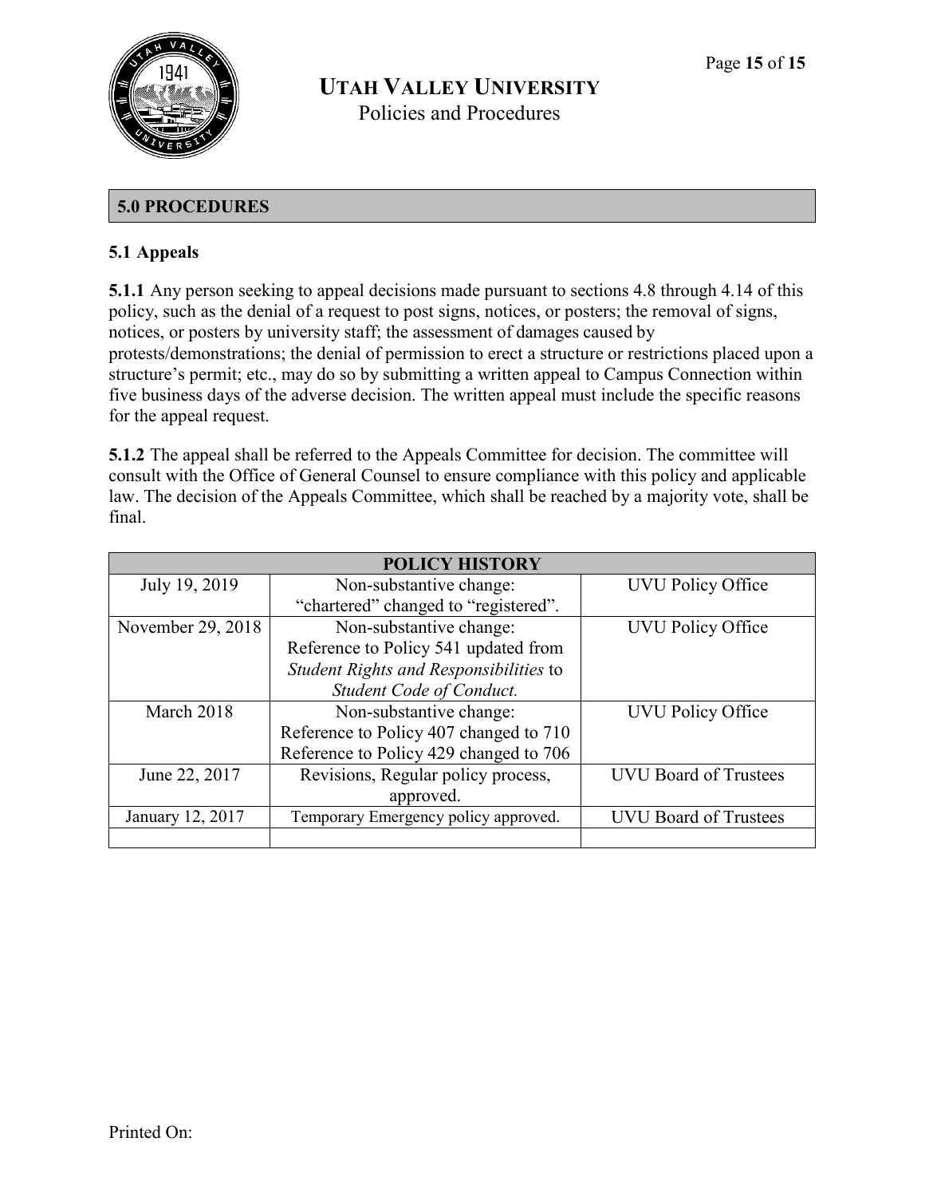## 5.0 PROCEDURES

### 5.1 Appeals

**5.1.1** Any person seeking to appeal decisions made pursuant to sections 4.8 through 4.14 of this policy, such as the denial of a request to post signs, notices, or posters; the removal of signs, notices, or posters by university staff; the assessment of damages caused by protests/demonstrations; the denial of permission to erect a structure or restrictions placed upon a structure's permit; etc., may do so by submitting a written appeal to Campus Connection within five business days of the adverse decision. The written appeal must include the specific reasons for the appeal request.

**5.1.2** The appeal shall be referred to the Appeals Committee for decision. The committee will consult with the Office of General Counsel to ensure compliance with this policy and applicable law. The decision of the Appeals Committee, which shall be reached by a majority vote, shall be final.

| POLICY HISTORY | | |
|---|---|---|
| July 19, 2019 | Non-substantive change: "chartered" changed to "registered". | UVU Policy Office |
| November 29, 2018 | Non-substantive change: Reference to Policy 541 updated from *Student Rights and Responsibilities* to *Student Code of Conduct.* | UVU Policy Office |
| March 2018 | Non-substantive change: Reference to Policy 407 changed to 710 Reference to Policy 429 changed to 706 | UVU Policy Office |
| June 22, 2017 | Revisions, Regular policy process, approved. | UVU Board of Trustees |
| January 12, 2017 | Temporary Emergency policy approved. | UVU Board of Trustees |
| | | |

Printed On: